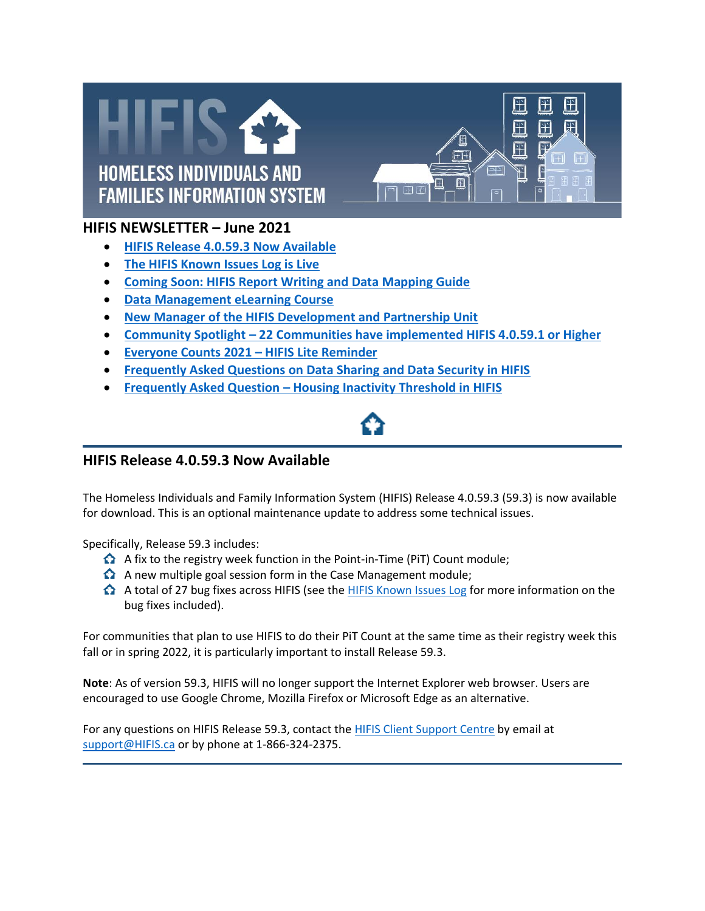# HIFIS NEWSLETTER – June 2021

- HIFIS Release 4.0.59.3 Now Available
- The HIFIS Known Issues Log is Live
- Coming Soon: HIFIS Report Writing and Data Mapping Guide
- Data Management eLearning Course
- New Manager of the HIFIS Development and Partnership Unit
- Community Spotlight – 22 Communities have implemented HIFIS 4.0.59.1 or Higher
- Everyone Counts 2021 – HIFIS Lite Reminder
- Frequently Asked Questions on Data Sharing and Data Security in HIFIS
- Frequently Asked Question – Housing Inactivity Threshold in HIFIS

## HIFIS Release 4.0.59.3 Now Available

The Homeless Individuals and Family Information System (HIFIS) Release 4.0.59.3 (59.3) is now available for download. This is an optional maintenance update to address some technical issues.

Specifically, Release 59.3 includes:

- A fix to the registry week function in the Point-in-Time (PiT) Count module;
- A new multiple goal session form in the Case Management module;
- A total of 27 bug fixes across HIFIS (see the HIFIS Known Issues Log for more information on the bug fixes included).

For communities that plan to use HIFIS to do their PiT Count at the same time as their registry week this fall or in spring 2022, it is particularly important to install Release 59.3.

**Note**: As of version 59.3, HIFIS will no longer support the Internet Explorer web browser. Users are encouraged to use Google Chrome, Mozilla Firefox or Microsoft Edge as an alternative.

For any questions on HIFIS Release 59.3, contact the HIFIS Client Support Centre by email at support@HIFIS.ca or by phone at 1-866-324-2375.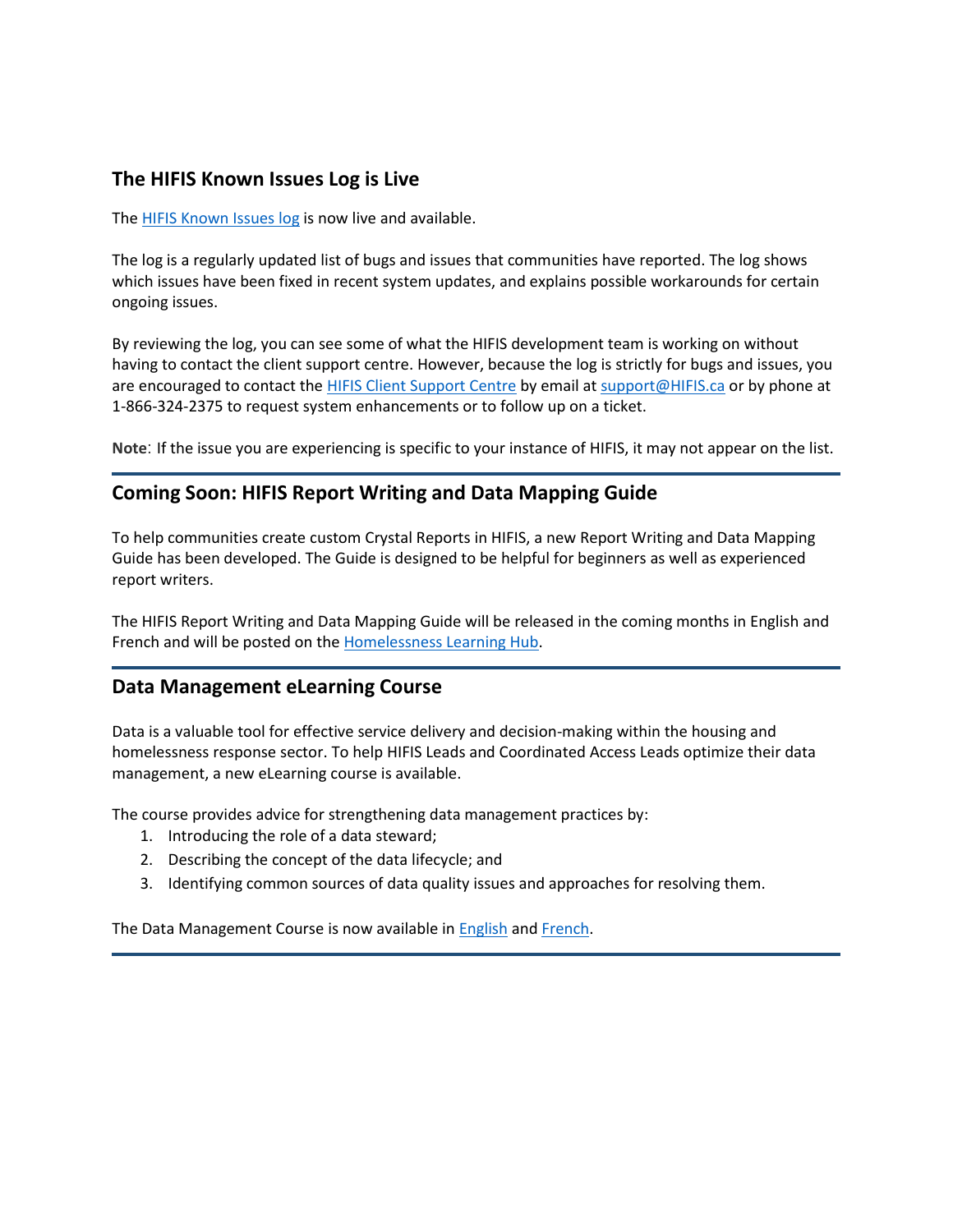## The HIFIS Known Issues Log is Live

The HIFIS Known Issues log is now live and available.

The log is a regularly updated list of bugs and issues that communities have reported. The log shows which issues have been fixed in recent system updates, and explains possible workarounds for certain ongoing issues.

By reviewing the log, you can see some of what the HIFIS development team is working on without having to contact the client support centre. However, because the log is strictly for bugs and issues, you are encouraged to contact the HIFIS Client Support Centre by email at support@HIFIS.ca or by phone at 1-866-324-2375 to request system enhancements or to follow up on a ticket.

**Note**: If the issue you are experiencing is specific to your instance of HIFIS, it may not appear on the list.

---

## Coming Soon: HIFIS Report Writing and Data Mapping Guide

To help communities create custom Crystal Reports in HIFIS, a new Report Writing and Data Mapping Guide has been developed. The Guide is designed to be helpful for beginners as well as experienced report writers.

The HIFIS Report Writing and Data Mapping Guide will be released in the coming months in English and French and will be posted on the Homelessness Learning Hub.

---

## Data Management eLearning Course

Data is a valuable tool for effective service delivery and decision-making within the housing and homelessness response sector. To help HIFIS Leads and Coordinated Access Leads optimize their data management, a new eLearning course is available.

The course provides advice for strengthening data management practices by:

1. Introducing the role of a data steward;
2. Describing the concept of the data lifecycle; and
3. Identifying common sources of data quality issues and approaches for resolving them.

The Data Management Course is now available in English and French.

---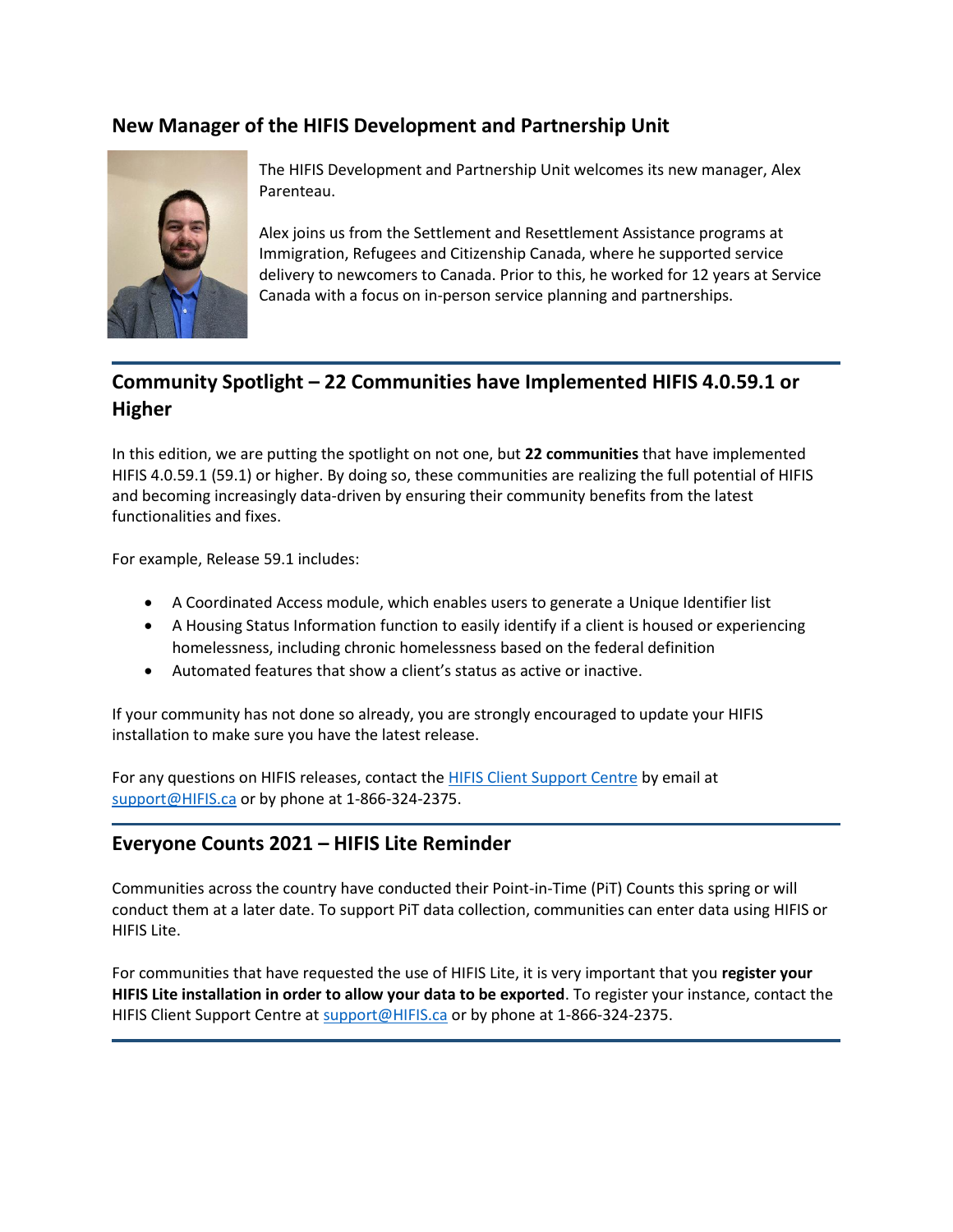## New Manager of the HIFIS Development and Partnership Unit

The HIFIS Development and Partnership Unit welcomes its new manager, Alex Parenteau.

Alex joins us from the Settlement and Resettlement Assistance programs at Immigration, Refugees and Citizenship Canada, where he supported service delivery to newcomers to Canada. Prior to this, he worked for 12 years at Service Canada with a focus on in-person service planning and partnerships.

## Community Spotlight – 22 Communities have Implemented HIFIS 4.0.59.1 or Higher

In this edition, we are putting the spotlight on not one, but **22 communities** that have implemented HIFIS 4.0.59.1 (59.1) or higher. By doing so, these communities are realizing the full potential of HIFIS and becoming increasingly data-driven by ensuring their community benefits from the latest functionalities and fixes.

For example, Release 59.1 includes:

- A Coordinated Access module, which enables users to generate a Unique Identifier list
- A Housing Status Information function to easily identify if a client is housed or experiencing homelessness, including chronic homelessness based on the federal definition
- Automated features that show a client's status as active or inactive.

If your community has not done so already, you are strongly encouraged to update your HIFIS installation to make sure you have the latest release.

For any questions on HIFIS releases, contact the HIFIS Client Support Centre by email at support@HIFIS.ca or by phone at 1-866-324-2375.

## Everyone Counts 2021 – HIFIS Lite Reminder

Communities across the country have conducted their Point-in-Time (PiT) Counts this spring or will conduct them at a later date. To support PiT data collection, communities can enter data using HIFIS or HIFIS Lite.

For communities that have requested the use of HIFIS Lite, it is very important that you **register your HIFIS Lite installation in order to allow your data to be exported**. To register your instance, contact the HIFIS Client Support Centre at support@HIFIS.ca or by phone at 1-866-324-2375.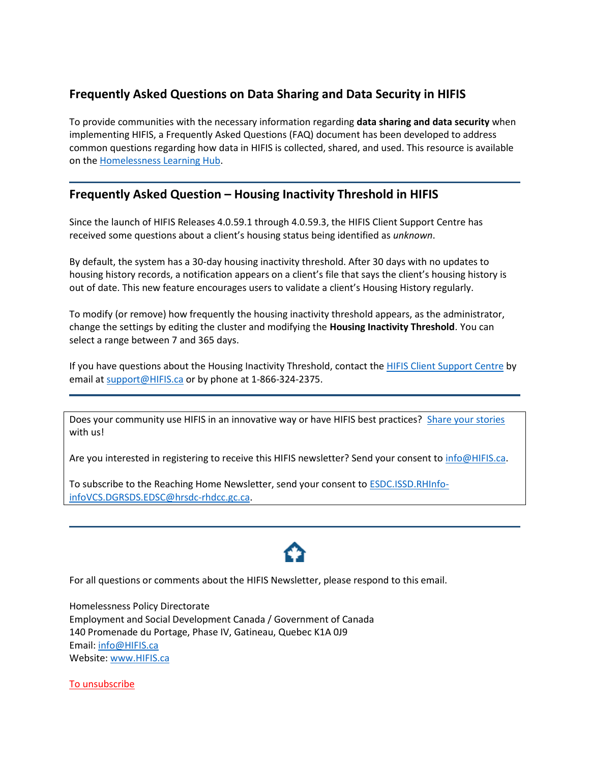## Frequently Asked Questions on Data Sharing and Data Security in HIFIS

To provide communities with the necessary information regarding **data sharing and data security** when implementing HIFIS, a Frequently Asked Questions (FAQ) document has been developed to address common questions regarding how data in HIFIS is collected, shared, and used. This resource is available on the Homelessness Learning Hub.

---

## Frequently Asked Question – Housing Inactivity Threshold in HIFIS

Since the launch of HIFIS Releases 4.0.59.1 through 4.0.59.3, the HIFIS Client Support Centre has received some questions about a client's housing status being identified as *unknown*.

By default, the system has a 30-day housing inactivity threshold. After 30 days with no updates to housing history records, a notification appears on a client's file that says the client's housing history is out of date. This new feature encourages users to validate a client's Housing History regularly.

To modify (or remove) how frequently the housing inactivity threshold appears, as the administrator, change the settings by editing the cluster and modifying the **Housing Inactivity Threshold**. You can select a range between 7 and 365 days.

If you have questions about the Housing Inactivity Threshold, contact the HIFIS Client Support Centre by email at support@HIFIS.ca or by phone at 1-866-324-2375.

---

Does your community use HIFIS in an innovative way or have HIFIS best practices? Share your stories with us!

Are you interested in registering to receive this HIFIS newsletter? Send your consent to info@HIFIS.ca.

To subscribe to the Reaching Home Newsletter, send your consent to ESDC.ISSD.RHInfo-infoVCS.DGRSDS.EDSC@hrsdc-rhdcc.gc.ca.

---

For all questions or comments about the HIFIS Newsletter, please respond to this email.

Homelessness Policy Directorate
Employment and Social Development Canada / Government of Canada
140 Promenade du Portage, Phase IV, Gatineau, Quebec K1A 0J9
Email: info@HIFIS.ca
Website: www.HIFIS.ca

To unsubscribe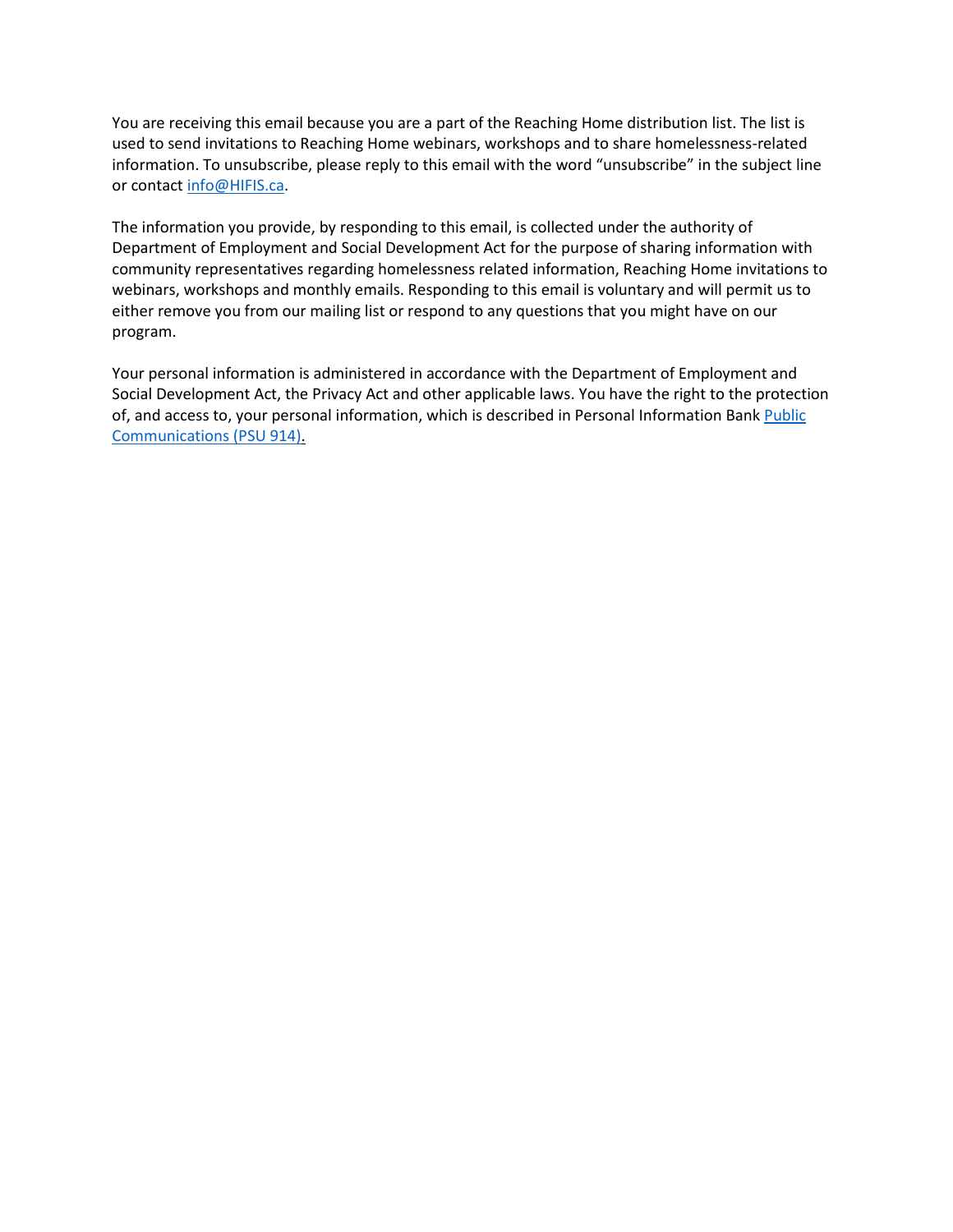You are receiving this email because you are a part of the Reaching Home distribution list. The list is used to send invitations to Reaching Home webinars, workshops and to share homelessness-related information. To unsubscribe, please reply to this email with the word "unsubscribe" in the subject line or contact info@HIFIS.ca.

The information you provide, by responding to this email, is collected under the authority of Department of Employment and Social Development Act for the purpose of sharing information with community representatives regarding homelessness related information, Reaching Home invitations to webinars, workshops and monthly emails. Responding to this email is voluntary and will permit us to either remove you from our mailing list or respond to any questions that you might have on our program.

Your personal information is administered in accordance with the Department of Employment and Social Development Act, the Privacy Act and other applicable laws. You have the right to the protection of, and access to, your personal information, which is described in Personal Information Bank Public Communications (PSU 914).